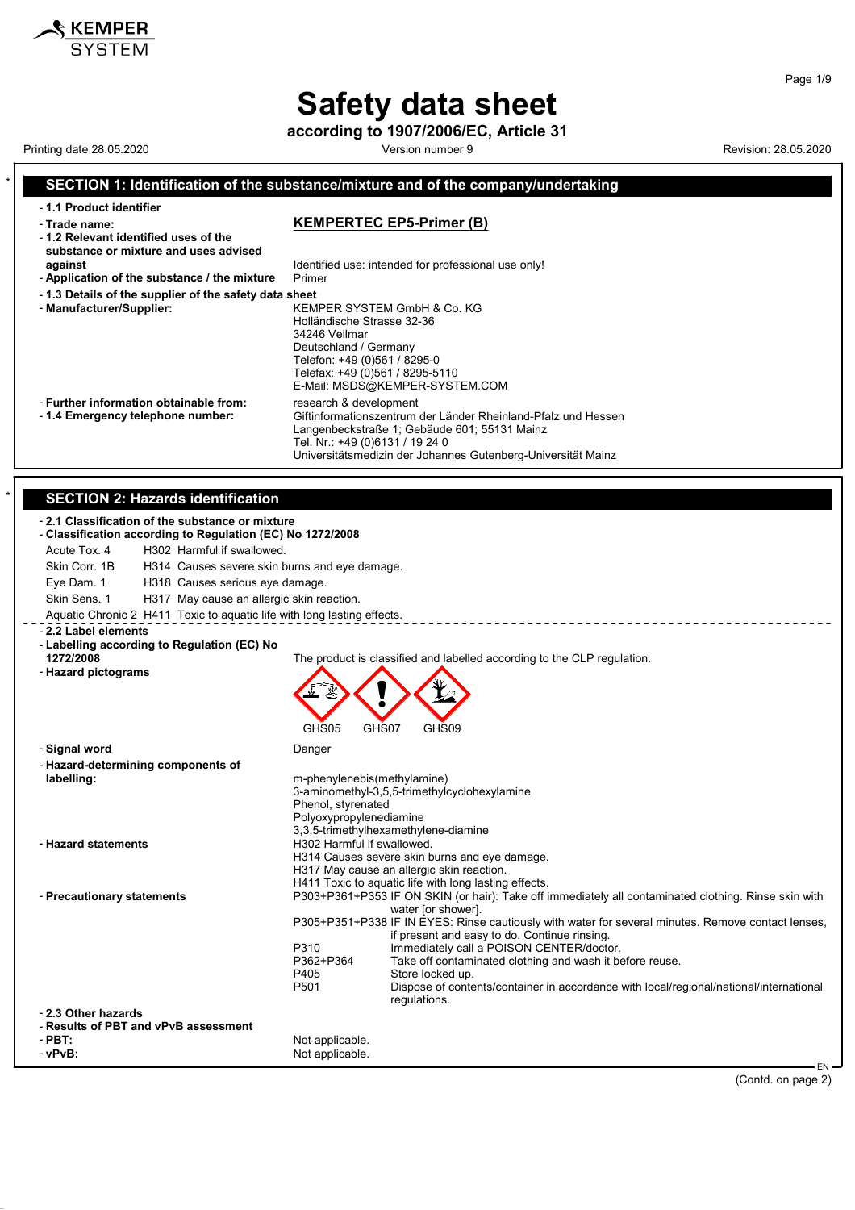# Safety data sheet

**according to 1907/2006/EC, Article 31**

Printing date 28.05.2020 | Version number 9 | Revision: 28.05.2020

## SECTION 1: Identification of the substance/mixture and of the company/undertaking

- **1.1 Product identifier**
- **Trade name:** **KEMPERTEC EP5-Primer (B)**
- **1.2 Relevant identified uses of the substance or mixture and uses advised against** Identified use: intended for professional use only!
- **Application of the substance / the mixture** Primer
- **1.3 Details of the supplier of the safety data sheet**
- **Manufacturer/Supplier:**
  KEMPER SYSTEM GmbH & Co. KG
  Holländische Strasse 32-36
  34246 Vellmar
  Deutschland / Germany
  Telefon: +49 (0)561 / 8295-0
  Telefax: +49 (0)561 / 8295-5110
  E-Mail: MSDS@KEMPER-SYSTEM.COM
- **Further information obtainable from:** research & development
- **1.4 Emergency telephone number:**
  Giftinformationszentrum der Länder Rheinland-Pfalz und Hessen
  Langenbeckstraße 1; Gebäude 601; 55131 Mainz
  Tel. Nr.: +49 (0)6131 / 19 24 0
  Universitätsmedizin der Johannes Gutenberg-Universität Mainz

## SECTION 2: Hazards identification

- **2.1 Classification of the substance or mixture**
- **Classification according to Regulation (EC) No 1272/2008**

| | |
|---|---|
| Acute Tox. 4 | H302 Harmful if swallowed. |
| Skin Corr. 1B | H314 Causes severe skin burns and eye damage. |
| Eye Dam. 1 | H318 Causes serious eye damage. |
| Skin Sens. 1 | H317 May cause an allergic skin reaction. |
| Aquatic Chronic 2 | H411 Toxic to aquatic life with long lasting effects. |

- **2.2 Label elements**
- **Labelling according to Regulation (EC) No 1272/2008** The product is classified and labelled according to the CLP regulation.
- **Hazard pictograms**
  GHS05 GHS07 GHS09
- **Signal word** Danger
- **Hazard-determining components of labelling:**
  m-phenylenebis(methylamine)
  3-aminomethyl-3,5,5-trimethylcyclohexylamine
  Phenol, styrenated
  Polyoxypropylenediamine
  3,3,5-trimethylhexamethylene-diamine
- **Hazard statements**
  H302 Harmful if swallowed.
  H314 Causes severe skin burns and eye damage.
  H317 May cause an allergic skin reaction.
  H411 Toxic to aquatic life with long lasting effects.
- **Precautionary statements**
  P303+P361+P353 IF ON SKIN (or hair): Take off immediately all contaminated clothing. Rinse skin with water [or shower].
  P305+P351+P338 IF IN EYES: Rinse cautiously with water for several minutes. Remove contact lenses, if present and easy to do. Continue rinsing.
  P310 Immediately call a POISON CENTER/doctor.
  P362+P364 Take off contaminated clothing and wash it before reuse.
  P405 Store locked up.
  P501 Dispose of contents/container in accordance with local/regional/national/international regulations.
- **2.3 Other hazards**
- **Results of PBT and vPvB assessment**
- **PBT:** Not applicable.
- **vPvB:** Not applicable.

(Contd. on page 2)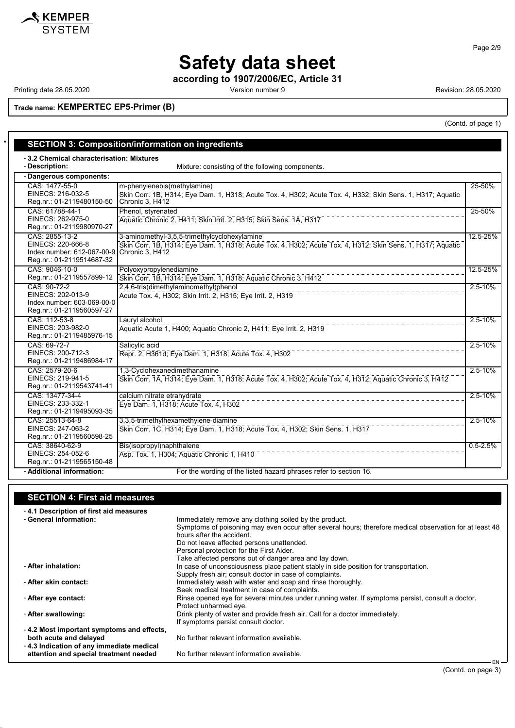# Safety data sheet

**according to 1907/2006/EC, Article 31**

Printing date 28.05.2020 Version number 9 Revision: 28.05.2020

**Trade name: KEMPERTEC EP5-Primer (B)**

(Contd. of page 1)

## SECTION 3: Composition/information on ingredients

- **3.2 Chemical characterisation: Mixtures**
- **Description:** Mixture: consisting of the following components.

- **Dangerous components:**

| Identifiers | Component / Classification | Concentration |
|---|---|---|
| CAS: 1477-55-0<br>EINECS: 216-032-5<br>Reg.nr.: 01-2119480150-50 | m-phenylenebis(methylamine)<br>Skin Corr. 1B, H314; Eye Dam. 1, H318; Acute Tox. 4, H302; Acute Tox. 4, H332; Skin Sens. 1, H317; Aquatic Chronic 3, H412 | 25-50% |
| CAS: 61788-44-1<br>EINECS: 262-975-0<br>Reg.nr.: 01-2119980970-27 | Phenol, styrenated<br>Aquatic Chronic 2, H411; Skin Irrit. 2, H315; Skin Sens. 1A, H317 | 25-50% |
| CAS: 2855-13-2<br>EINECS: 220-666-8<br>Index number: 612-067-00-9<br>Reg.nr.: 01-2119514687-32 | 3-aminomethyl-3,5,5-trimethylcyclohexylamine<br>Skin Corr. 1B, H314; Eye Dam. 1, H318; Acute Tox. 4, H302; Acute Tox. 4, H312; Skin Sens. 1, H317; Aquatic Chronic 3, H412 | 12.5-25% |
| CAS: 9046-10-0<br>Reg.nr.: 01-2119557899-12 | Polyoxypropylenediamine<br>Skin Corr. 1B, H314; Eye Dam. 1, H318; Aquatic Chronic 3, H412 | 12.5-25% |
| CAS: 90-72-2<br>EINECS: 202-013-9<br>Index number: 603-069-00-0<br>Reg.nr.: 01-2119560597-27 | 2,4,6-tris(dimethylaminomethyl)phenol<br>Acute Tox. 4, H302; Skin Irrit. 2, H315; Eye Irrit. 2, H319 | 2.5-10% |
| CAS: 112-53-8<br>EINECS: 203-982-0<br>Reg.nr.: 01-2119485976-15 | Lauryl alcohol<br>Aquatic Acute 1, H400; Aquatic Chronic 2, H411; Eye Irrit. 2, H319 | 2.5-10% |
| CAS: 69-72-7<br>EINECS: 200-712-3<br>Reg.nr.: 01-2119486984-17 | Salicylic acid<br>Repr. 2, H361d; Eye Dam. 1, H318; Acute Tox. 4, H302 | 2.5-10% |
| CAS: 2579-20-6<br>EINECS: 219-941-5<br>Reg.nr.: 01-2119543741-41 | 1,3-Cyclohexanedimethanamine<br>Skin Corr. 1A, H314; Eye Dam. 1, H318; Acute Tox. 4, H302; Acute Tox. 4, H312; Aquatic Chronic 3, H412 | 2.5-10% |
| CAS: 13477-34-4<br>EINECS: 233-332-1<br>Reg.nr.: 01-2119495093-35 | calcium nitrate etrahydrate<br>Eye Dam. 1, H318; Acute Tox. 4, H302 | 2.5-10% |
| CAS: 25513-64-8<br>EINECS: 247-063-2<br>Reg.nr.: 01-2119560598-25 | 3,3,5-trimethylhexamethylene-diamine<br>Skin Corr. 1C, H314; Eye Dam. 1, H318; Acute Tox. 4, H302; Skin Sens. 1, H317 | 2.5-10% |
| CAS: 38640-62-9<br>EINECS: 254-052-6<br>Reg.nr.: 01-2119565150-48 | Bis(isopropyl)naphthalene<br>Asp. Tox. 1, H304; Aquatic Chronic 1, H410 | 0.5-2.5% |

- **Additional information:** For the wording of the listed hazard phrases refer to section 16.

## SECTION 4: First aid measures

- **4.1 Description of first aid measures**
- **General information:** Immediately remove any clothing soiled by the product.
  Symptoms of poisoning may even occur after several hours; therefore medical observation for at least 48 hours after the accident.
  Do not leave affected persons unattended.
  Personal protection for the First Aider.
  Take affected persons out of danger area and lay down.
- **After inhalation:** In case of unconsciousness place patient stably in side position for transportation.
  Supply fresh air; consult doctor in case of complaints.
- **After skin contact:** Immediately wash with water and soap and rinse thoroughly.
  Seek medical treatment in case of complaints.
- **After eye contact:** Rinse opened eye for several minutes under running water. If symptoms persist, consult a doctor.
  Protect unharmed eye.
- **After swallowing:** Drink plenty of water and provide fresh air. Call for a doctor immediately.
  If symptoms persist consult doctor.
- **4.2 Most important symptoms and effects, both acute and delayed** No further relevant information available.
- **4.3 Indication of any immediate medical attention and special treatment needed** No further relevant information available.

(Contd. on page 3)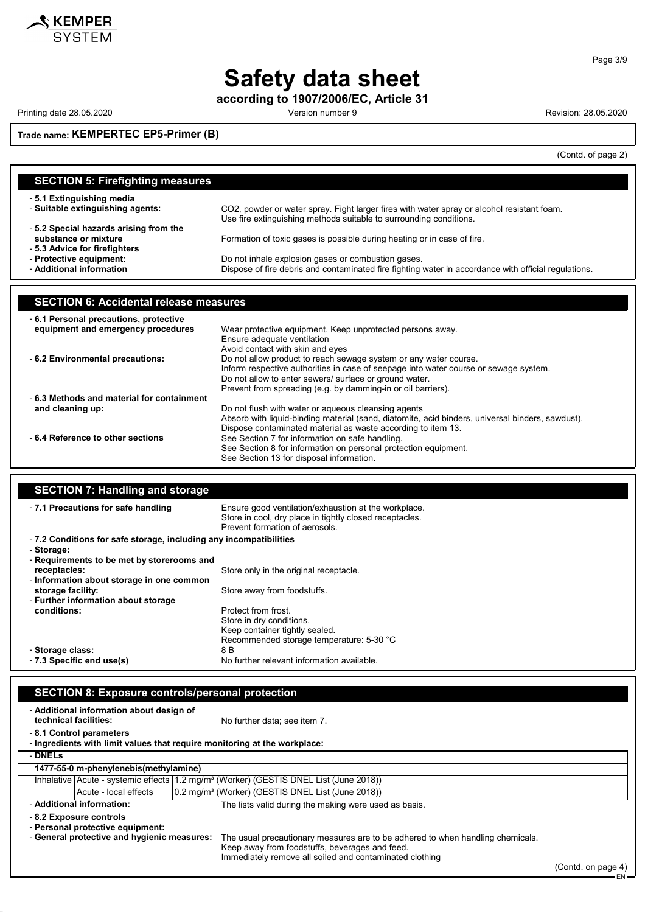**Trade name: KEMPERTEC EP5-Primer (B)**

(Contd. of page 2)

## SECTION 5: Firefighting measures

- **5.1 Extinguishing media**
- **Suitable extinguishing agents:** $CO_2$, powder or water spray. Fight larger fires with water spray or alcohol resistant foam. Use fire extinguishing methods suitable to surrounding conditions.
- **5.2 Special hazards arising from the substance or mixture** Formation of toxic gases is possible during heating or in case of fire.
- **5.3 Advice for firefighters**
- **Protective equipment:** Do not inhale explosion gases or combustion gases.
- **Additional information** Dispose of fire debris and contaminated fire fighting water in accordance with official regulations.

## SECTION 6: Accidental release measures

- **6.1 Personal precautions, protective equipment and emergency procedures** Wear protective equipment. Keep unprotected persons away. Ensure adequate ventilation Avoid contact with skin and eyes
- **6.2 Environmental precautions:** Do not allow product to reach sewage system or any water course. Inform respective authorities in case of seepage into water course or sewage system. Do not allow to enter sewers/ surface or ground water. Prevent from spreading (e.g. by damming-in or oil barriers).
- **6.3 Methods and material for containment and cleaning up:** Do not flush with water or aqueous cleansing agents Absorb with liquid-binding material (sand, diatomite, acid binders, universal binders, sawdust). Dispose contaminated material as waste according to item 13.
- **6.4 Reference to other sections** See Section 7 for information on safe handling. See Section 8 for information on personal protection equipment. See Section 13 for disposal information.

## SECTION 7: Handling and storage

- **7.1 Precautions for safe handling** Ensure good ventilation/exhaustion at the workplace. Store in cool, dry place in tightly closed receptacles. Prevent formation of aerosols.
- **7.2 Conditions for safe storage, including any incompatibilities**
- **Storage:**
- **Requirements to be met by storerooms and receptacles:** Store only in the original receptacle.
- **Information about storage in one common storage facility:** Store away from foodstuffs.
- **Further information about storage conditions:** Protect from frost. Store in dry conditions. Keep container tightly sealed. Recommended storage temperature: 5-30 °C
- **Storage class:** 8 B
- **7.3 Specific end use(s)** No further relevant information available.

## SECTION 8: Exposure controls/personal protection

- **Additional information about design of technical facilities:** No further data; see item 7.
- **8.1 Control parameters**
- **Ingredients with limit values that require monitoring at the workplace:**
- **DNELs**

| 1477-55-0 m-phenylenebis(methylamine) | | |
|---|---|---|
| Inhalative | Acute - systemic effects | 1.2 mg/m³ (Worker) (GESTIS DNEL List (June 2018)) |
| | Acute - local effects | 0.2 mg/m³ (Worker) (GESTIS DNEL List (June 2018)) |

- **Additional information:** The lists valid during the making were used as basis.
- **8.2 Exposure controls**
- **Personal protective equipment:**
- **General protective and hygienic measures:** The usual precautionary measures are to be adhered to when handling chemicals. Keep away from foodstuffs, beverages and feed. Immediately remove all soiled and contaminated clothing

(Contd. on page 4)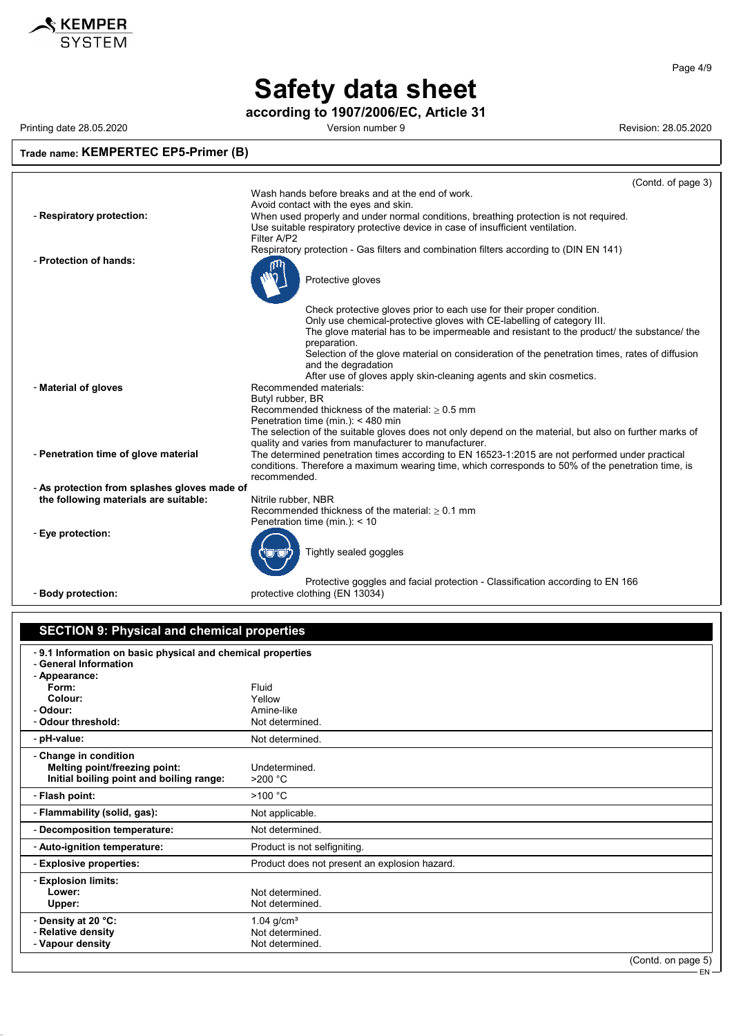**Trade name: KEMPERTEC EP5-Primer (B)**

(Contd. of page 3)

Wash hands before breaks and at the end of work.
Avoid contact with the eyes and skin.

- **Respiratory protection:** When used properly and under normal conditions, breathing protection is not required.
  Use suitable respiratory protective device in case of insufficient ventilation.
  Filter A/P2
  Respiratory protection - Gas filters and combination filters according to (DIN EN 141)
- **Protection of hands:**
  Protective gloves
  
  Check protective gloves prior to each use for their proper condition.
  Only use chemical-protective gloves with CE-labelling of category III.
  The glove material has to be impermeable and resistant to the product/ the substance/ the preparation.
  Selection of the glove material on consideration of the penetration times, rates of diffusion and the degradation
  After use of gloves apply skin-cleaning agents and skin cosmetics.
- **Material of gloves** Recommended materials:
  Butyl rubber, BR
  Recommended thickness of the material: ≥ 0.5 mm
  Penetration time (min.): < 480 min
  The selection of the suitable gloves does not only depend on the material, but also on further marks of quality and varies from manufacturer to manufacturer.
- **Penetration time of glove material** The determined penetration times according to EN 16523-1:2015 are not performed under practical conditions. Therefore a maximum wearing time, which corresponds to 50% of the penetration time, is recommended.
- **As protection from splashes gloves made of the following materials are suitable:** Nitrile rubber, NBR
  Recommended thickness of the material: ≥ 0.1 mm
  Penetration time (min.): < 10
- **Eye protection:**
  Tightly sealed goggles
  
  Protective goggles and facial protection - Classification according to EN 166
- **Body protection:** protective clothing (EN 13034)

## SECTION 9: Physical and chemical properties

- **9.1 Information on basic physical and chemical properties**
- **General Information**
- **Appearance:**

| | |
|---|---|
| **Form:** | Fluid |
| **Colour:** | Yellow |
| - **Odour:** | Amine-like |
| - **Odour threshold:** | Not determined. |
| - **pH-value:** | Not determined. |
| - **Change in condition** | |
| **Melting point/freezing point:** | Undetermined. |
| **Initial boiling point and boiling range:** | >200 °C |
| - **Flash point:** | >100 °C |
| - **Flammability (solid, gas):** | Not applicable. |
| - **Decomposition temperature:** | Not determined. |
| - **Auto-ignition temperature:** | Product is not selfigniting. |
| - **Explosive properties:** | Product does not present an explosion hazard. |
| - **Explosion limits:** | |
| **Lower:** | Not determined. |
| **Upper:** | Not determined. |
| - **Density at 20 °C:** | 1.04 g/cm³ |
| - **Relative density** | Not determined. |
| - **Vapour density** | Not determined. |

(Contd. on page 5)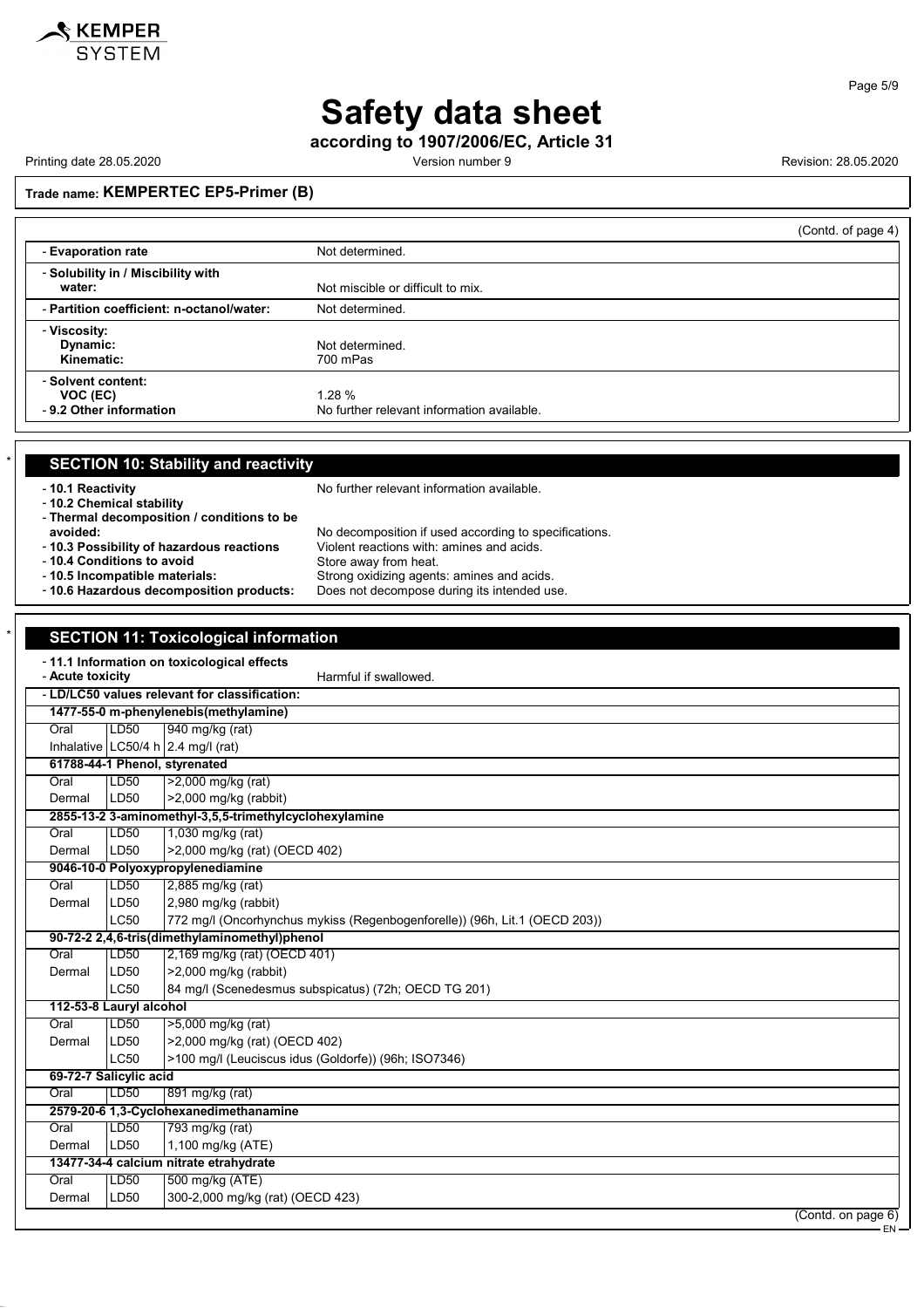**Safety data sheet**

**according to 1907/2006/EC, Article 31**

Printing date 28.05.2020 Version number 9 Revision: 28.05.2020

**Trade name: KEMPERTEC EP5-Primer (B)**

(Contd. of page 4)

| | |
|---|---|
| - **Evaporation rate** | Not determined. |
| - **Solubility in / Miscibility with water:** | Not miscible or difficult to mix. |
| - **Partition coefficient: n-octanol/water:** | Not determined. |
| - **Viscosity:** | |
| **Dynamic:** | Not determined. |
| **Kinematic:** | 700 mPas |
| - **Solvent content:** | |
| **VOC (EC)** | 1.28 % |
| - **9.2 Other information** | No further relevant information available. |

## * SECTION 10: Stability and reactivity

- **10.1 Reactivity** No further relevant information available.
- **10.2 Chemical stability**
- **Thermal decomposition / conditions to be avoided:** No decomposition if used according to specifications.
- **10.3 Possibility of hazardous reactions** Violent reactions with: amines and acids.
- **10.4 Conditions to avoid** Store away from heat.
- **10.5 Incompatible materials:** Strong oxidizing agents: amines and acids.
- **10.6 Hazardous decomposition products:** Does not decompose during its intended use.

## * SECTION 11: Toxicological information

- **11.1 Information on toxicological effects**
- **Acute toxicity** Harmful if swallowed.

| - **LD/LC50 values relevant for classification:** | | |
|---|---|---|
| **1477-55-0 m-phenylenebis(methylamine)** | | |
| Oral | LD50 | 940 mg/kg (rat) |
| Inhalative | LC50/4 h | 2.4 mg/l (rat) |
| **61788-44-1 Phenol, styrenated** | | |
| Oral | LD50 | >2,000 mg/kg (rat) |
| Dermal | LD50 | >2,000 mg/kg (rabbit) |
| **2855-13-2 3-aminomethyl-3,5,5-trimethylcyclohexylamine** | | |
| Oral | LD50 | 1,030 mg/kg (rat) |
| Dermal | LD50 | >2,000 mg/kg (rat) (OECD 402) |
| **9046-10-0 Polyoxypropylenediamine** | | |
| Oral | LD50 | 2,885 mg/kg (rat) |
| Dermal | LD50 | 2,980 mg/kg (rabbit) |
| | LC50 | 772 mg/l (Oncorhynchus mykiss (Regenbogenforelle)) (96h, Lit.1 (OECD 203)) |
| **90-72-2 2,4,6-tris(dimethylaminomethyl)phenol** | | |
| Oral | LD50 | 2,169 mg/kg (rat) (OECD 401) |
| Dermal | LD50 | >2,000 mg/kg (rabbit) |
| | LC50 | 84 mg/l (Scenedesmus subspicatus) (72h; OECD TG 201) |
| **112-53-8 Lauryl alcohol** | | |
| Oral | LD50 | >5,000 mg/kg (rat) |
| Dermal | LD50 | >2,000 mg/kg (rat) (OECD 402) |
| | LC50 | >100 mg/l (Leuciscus idus (Goldorfe)) (96h; ISO7346) |
| **69-72-7 Salicylic acid** | | |
| Oral | LD50 | 891 mg/kg (rat) |
| **2579-20-6 1,3-Cyclohexanedimethanamine** | | |
| Oral | LD50 | 793 mg/kg (rat) |
| Dermal | LD50 | 1,100 mg/kg (ATE) |
| **13477-34-4 calcium nitrate etrahydrate** | | |
| Oral | LD50 | 500 mg/kg (ATE) |
| Dermal | LD50 | 300-2,000 mg/kg (rat) (OECD 423) |

(Contd. on page 6)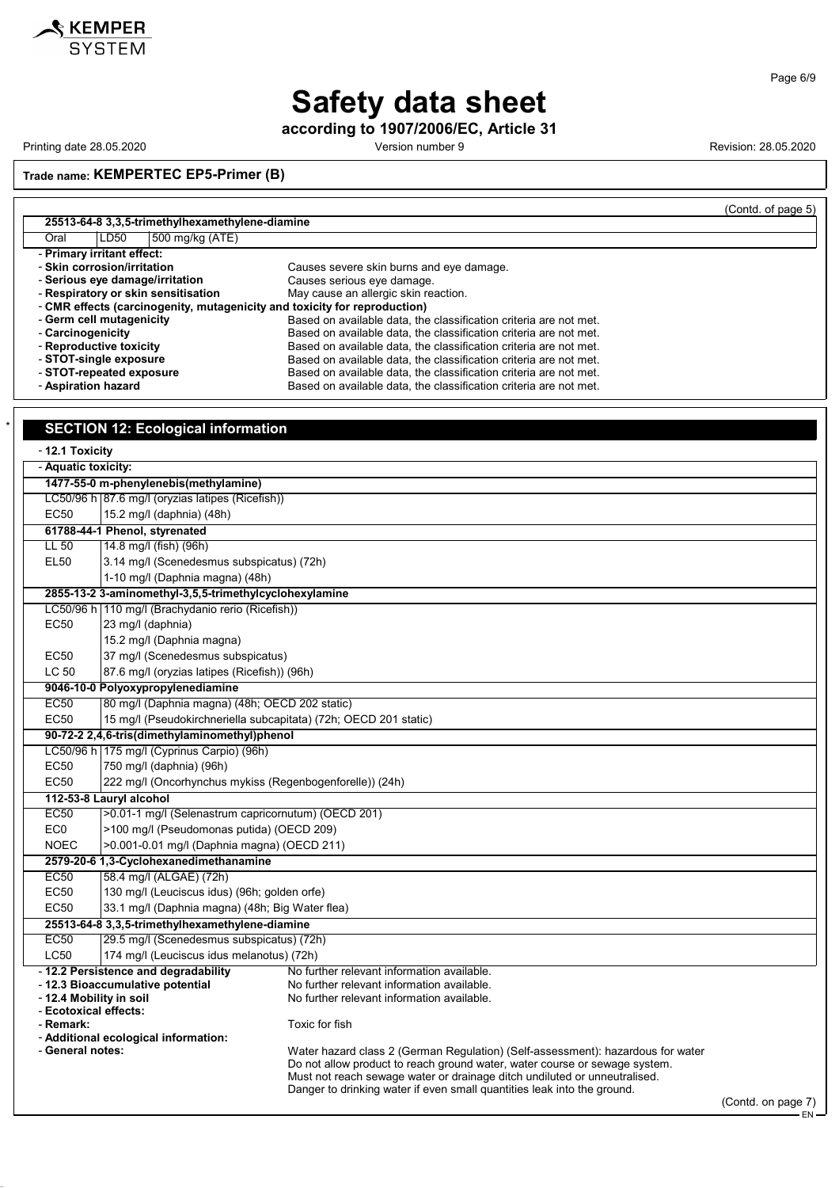(Contd. of page 5)

| 25513-64-8 3,3,5-trimethylhexamethylene-diamine | | |
|---|---|---|
| Oral | LD50 | 500 mg/kg (ATE) |

- **Primary irritant effect:**
- **Skin corrosion/irritation** Causes severe skin burns and eye damage.
- **Serious eye damage/irritation** Causes serious eye damage.
- **Respiratory or skin sensitisation** May cause an allergic skin reaction.
- **CMR effects (carcinogenity, mutagenicity and toxicity for reproduction)**
- **Germ cell mutagenicity** Based on available data, the classification criteria are not met.
- **Carcinogenicity** Based on available data, the classification criteria are not met.
- **Reproductive toxicity** Based on available data, the classification criteria are not met.
- **STOT-single exposure** Based on available data, the classification criteria are not met.
- **STOT-repeated exposure** Based on available data, the classification criteria are not met.
- **Aspiration hazard** Based on available data, the classification criteria are not met.

## SECTION 12: Ecological information

- **12.1 Toxicity**
- **Aquatic toxicity:**

| | |
|---|---|
| **1477-55-0 m-phenylenebis(methylamine)** | |
| LC50/96 h | 87.6 mg/l (oryzias latipes (Ricefish)) |
| EC50 | 15.2 mg/l (daphnia) (48h) |
| **61788-44-1 Phenol, styrenated** | |
| LL 50 | 14.8 mg/l (fish) (96h) |
| EL50 | 3.14 mg/l (Scenedesmus subspicatus) (72h) |
| | 1-10 mg/l (Daphnia magna) (48h) |
| **2855-13-2 3-aminomethyl-3,5,5-trimethylcyclohexylamine** | |
| LC50/96 h | 110 mg/l (Brachydanio rerio (Ricefish)) |
| EC50 | 23 mg/l (daphnia) |
| | 15.2 mg/l (Daphnia magna) |
| EC50 | 37 mg/l (Scenedesmus subspicatus) |
| LC 50 | 87.6 mg/l (oryzias latipes (Ricefish)) (96h) |
| **9046-10-0 Polyoxypropylenediamine** | |
| EC50 | 80 mg/l (Daphnia magna) (48h; OECD 202 static) |
| EC50 | 15 mg/l (Pseudokirchneriella subcapitata) (72h; OECD 201 static) |
| **90-72-2 2,4,6-tris(dimethylaminomethyl)phenol** | |
| LC50/96 h | 175 mg/l (Cyprinus Carpio) (96h) |
| EC50 | 750 mg/l (daphnia) (96h) |
| EC50 | 222 mg/l (Oncorhynchus mykiss (Regenbogenforelle)) (24h) |
| **112-53-8 Lauryl alcohol** | |
| EC50 | >0.01-1 mg/l (Selenastrum capricornutum) (OECD 201) |
| EC0 | >100 mg/l (Pseudomonas putida) (OECD 209) |
| NOEC | >0.001-0.01 mg/l (Daphnia magna) (OECD 211) |
| **2579-20-6 1,3-Cyclohexanedimethanamine** | |
| EC50 | 58.4 mg/l (ALGAE) (72h) |
| EC50 | 130 mg/l (Leuciscus idus) (96h; golden orfe) |
| EC50 | 33.1 mg/l (Daphnia magna) (48h; Big Water flea) |
| **25513-64-8 3,3,5-trimethylhexamethylene-diamine** | |
| EC50 | 29.5 mg/l (Scenedesmus subspicatus) (72h) |
| LC50 | 174 mg/l (Leuciscus idus melanotus) (72h) |

- **12.2 Persistence and degradability** No further relevant information available.
- **12.3 Bioaccumulative potential** No further relevant information available.
- **12.4 Mobility in soil** No further relevant information available.
- **Ecotoxical effects:**
- **Remark:** Toxic for fish
- **Additional ecological information:**
- **General notes:** Water hazard class 2 (German Regulation) (Self-assessment): hazardous for water
Do not allow product to reach ground water, water course or sewage system.
Must not reach sewage water or drainage ditch undiluted or unneutralised.
Danger to drinking water if even small quantities leak into the ground.

(Contd. on page 7)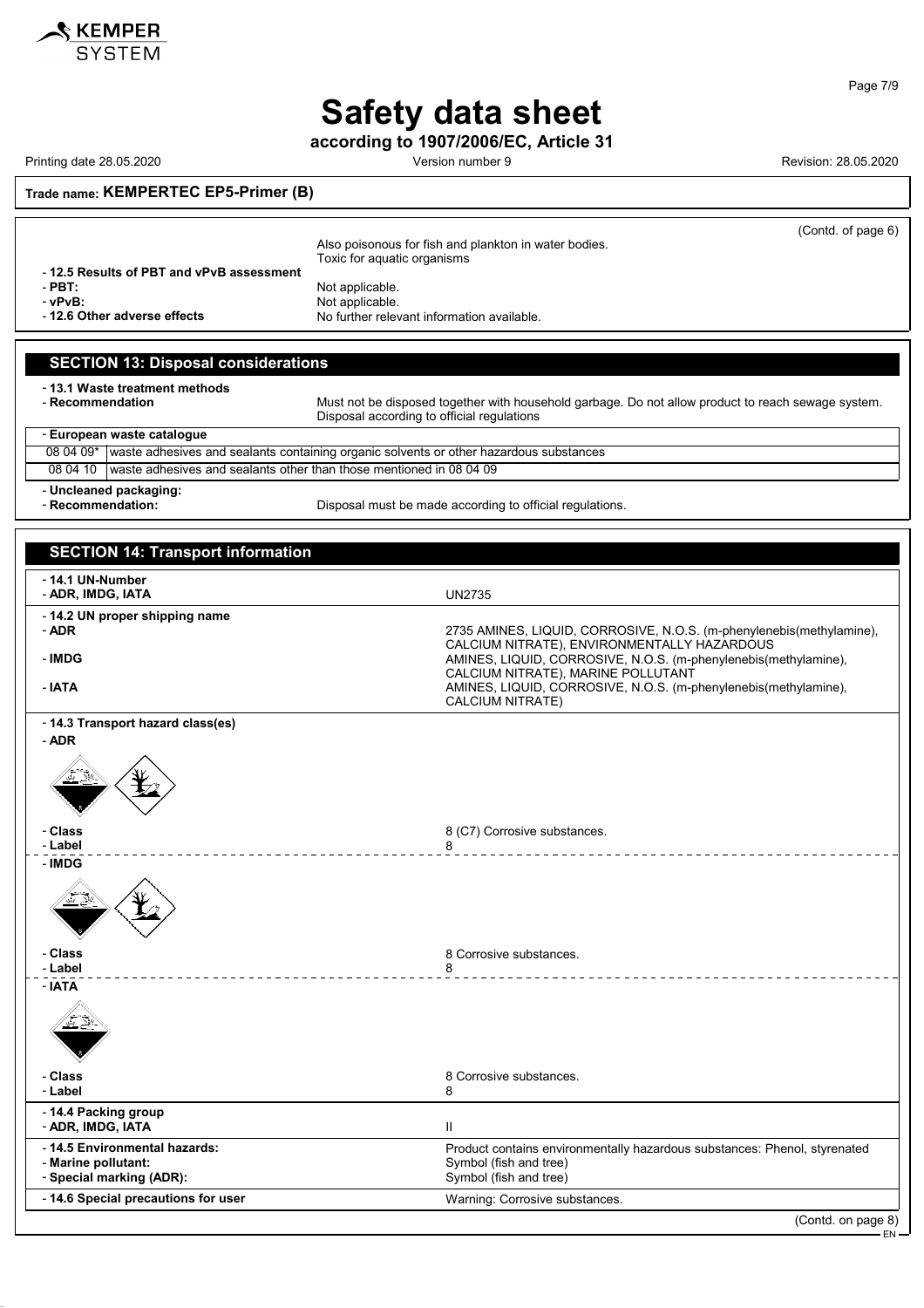**Trade name: KEMPERTEC EP5-Primer (B)**

(Contd. of page 6)

Also poisonous for fish and plankton in water bodies.
Toxic for aquatic organisms

- **12.5 Results of PBT and vPvB assessment**
- **PBT:** Not applicable.
- **vPvB:** Not applicable.
- **12.6 Other adverse effects** No further relevant information available.

## SECTION 13: Disposal considerations

- **13.1 Waste treatment methods**
- **Recommendation** Must not be disposed together with household garbage. Do not allow product to reach sewage system. Disposal according to official regulations

- **European waste catalogue**

| | |
|---|---|
| 08 04 09* | waste adhesives and sealants containing organic solvents or other hazardous substances |
| 08 04 10 | waste adhesives and sealants other than those mentioned in 08 04 09 |

- **Uncleaned packaging:**
- **Recommendation:** Disposal must be made according to official regulations.

## SECTION 14: Transport information

- **14.1 UN-Number**
- **ADR, IMDG, IATA** UN2735

- **14.2 UN proper shipping name**
- **ADR** 2735 AMINES, LIQUID, CORROSIVE, N.O.S. (m-phenylenebis(methylamine), CALCIUM NITRATE), ENVIRONMENTALLY HAZARDOUS
- **IMDG** AMINES, LIQUID, CORROSIVE, N.O.S. (m-phenylenebis(methylamine), CALCIUM NITRATE), MARINE POLLUTANT
- **IATA** AMINES, LIQUID, CORROSIVE, N.O.S. (m-phenylenebis(methylamine), CALCIUM NITRATE)

- **14.3 Transport hazard class(es)**
- **ADR**
- **Class** 8 (C7) Corrosive substances.
- **Label** 8
- **IMDG**
- **Class** 8 Corrosive substances.
- **Label** 8
- **IATA**
- **Class** 8 Corrosive substances.
- **Label** 8

- **14.4 Packing group**
- **ADR, IMDG, IATA** II

- **14.5 Environmental hazards:** Product contains environmentally hazardous substances: Phenol, styrenated
- **Marine pollutant:** Symbol (fish and tree)
- **Special marking (ADR):** Symbol (fish and tree)

- **14.6 Special precautions for user** Warning: Corrosive substances.

(Contd. on page 8)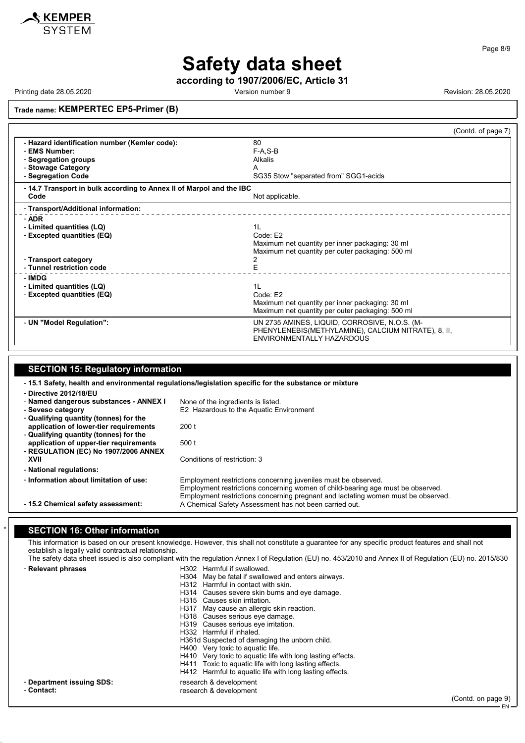# Safety data sheet

**according to 1907/2006/EC, Article 31**

Printing date 28.05.2020 | Version number 9 | Revision: 28.05.2020

**Trade name: KEMPERTEC EP5-Primer (B)**

(Contd. of page 7)

| | |
|---|---|
| - **Hazard identification number (Kemler code):** | 80 |
| - **EMS Number:** | F-A,S-B |
| - **Segregation groups** | Alkalis |
| - **Stowage Category** | A |
| - **Segregation Code** | SG35 Stow "separated from" SGG1-acids |
| - **14.7 Transport in bulk according to Annex II of Marpol and the IBC Code** | Not applicable. |
| - **Transport/Additional information:** | |
| - **ADR** | |
| - **Limited quantities (LQ)** | 1L |
| - **Excepted quantities (EQ)** | Code: E2<br>Maximum net quantity per inner packaging: 30 ml<br>Maximum net quantity per outer packaging: 500 ml |
| - **Transport category** | 2 |
| - **Tunnel restriction code** | E |
| - **IMDG** | |
| - **Limited quantities (LQ)** | 1L |
| - **Excepted quantities (EQ)** | Code: E2<br>Maximum net quantity per inner packaging: 30 ml<br>Maximum net quantity per outer packaging: 500 ml |
| - **UN "Model Regulation":** | UN 2735 AMINES, LIQUID, CORROSIVE, N.O.S. (M-PHENYLENEBIS(METHYLAMINE), CALCIUM NITRATE), 8, II, ENVIRONMENTALLY HAZARDOUS |

## SECTION 15: Regulatory information

- **15.1 Safety, health and environmental regulations/legislation specific for the substance or mixture**

| | |
|---|---|
| - **Directive 2012/18/EU** | |
| - **Named dangerous substances - ANNEX I** | None of the ingredients is listed. |
| - **Seveso category** | E2 Hazardous to the Aquatic Environment |
| - **Qualifying quantity (tonnes) for the application of lower-tier requirements** | 200 t |
| - **Qualifying quantity (tonnes) for the application of upper-tier requirements** | 500 t |
| - **REGULATION (EC) No 1907/2006 ANNEX XVII** | Conditions of restriction: 3 |
| - **National regulations:** | |
| - **Information about limitation of use:** | Employment restrictions concerning juveniles must be observed.<br>Employment restrictions concerning women of child-bearing age must be observed.<br>Employment restrictions concerning pregnant and lactating women must be observed. |
| - **15.2 Chemical safety assessment:** | A Chemical Safety Assessment has not been carried out. |

## * SECTION 16: Other information

This information is based on our present knowledge. However, this shall not constitute a guarantee for any specific product features and shall not establish a legally valid contractual relationship.

The safety data sheet issued is also compliant with the regulation Annex I of Regulation (EU) no. 453/2010 and Annex II of Regulation (EU) no. 2015/830

- **Relevant phrases**
  - H302 Harmful if swallowed.
  - H304 May be fatal if swallowed and enters airways.
  - H312 Harmful in contact with skin.
  - H314 Causes severe skin burns and eye damage.
  - H315 Causes skin irritation.
  - H317 May cause an allergic skin reaction.
  - H318 Causes serious eye damage.
  - H319 Causes serious eye irritation.
  - H332 Harmful if inhaled.
  - H361d Suspected of damaging the unborn child.
  - H400 Very toxic to aquatic life.
  - H410 Very toxic to aquatic life with long lasting effects.
  - H411 Toxic to aquatic life with long lasting effects.
  - H412 Harmful to aquatic life with long lasting effects.
- **Department issuing SDS:** research & development
- **Contact:** research & development

(Contd. on page 9)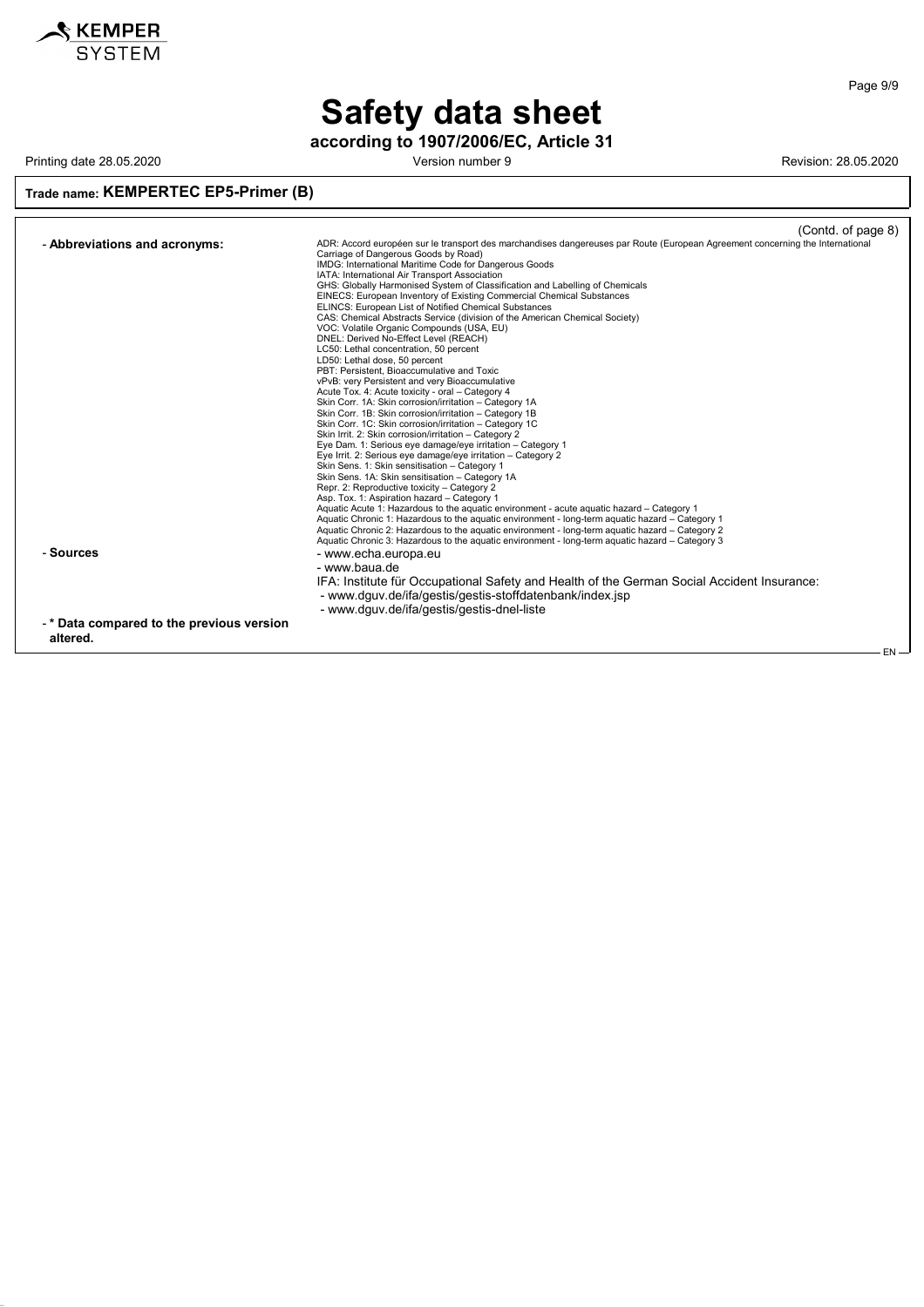(Contd. of page 8)

- **Abbreviations and acronyms:**

ADR: Accord européen sur le transport des marchandises dangereuses par Route (European Agreement concerning the International Carriage of Dangerous Goods by Road)
IMDG: International Maritime Code for Dangerous Goods
IATA: International Air Transport Association
GHS: Globally Harmonised System of Classification and Labelling of Chemicals
EINECS: European Inventory of Existing Commercial Chemical Substances
ELINCS: European List of Notified Chemical Substances
CAS: Chemical Abstracts Service (division of the American Chemical Society)
VOC: Volatile Organic Compounds (USA, EU)
DNEL: Derived No-Effect Level (REACH)
LC50: Lethal concentration, 50 percent
LD50: Lethal dose, 50 percent
PBT: Persistent, Bioaccumulative and Toxic
vPvB: very Persistent and very Bioaccumulative
Acute Tox. 4: Acute toxicity - oral – Category 4
Skin Corr. 1A: Skin corrosion/irritation – Category 1A
Skin Corr. 1B: Skin corrosion/irritation – Category 1B
Skin Corr. 1C: Skin corrosion/irritation – Category 1C
Skin Irrit. 2: Skin corrosion/irritation – Category 2
Eye Dam. 1: Serious eye damage/eye irritation – Category 1
Eye Irrit. 2: Serious eye damage/eye irritation – Category 2
Skin Sens. 1: Skin sensitisation – Category 1
Skin Sens. 1A: Skin sensitisation – Category 1A
Repr. 2: Reproductive toxicity – Category 2
Asp. Tox. 1: Aspiration hazard – Category 1
Aquatic Acute 1: Hazardous to the aquatic environment - acute aquatic hazard – Category 1
Aquatic Chronic 1: Hazardous to the aquatic environment - long-term aquatic hazard – Category 1
Aquatic Chronic 2: Hazardous to the aquatic environment - long-term aquatic hazard – Category 2
Aquatic Chronic 3: Hazardous to the aquatic environment - long-term aquatic hazard – Category 3

- **Sources**

- www.echa.europa.eu
- www.baua.de

IFA: Institute für Occupational Safety and Health of the German Social Accident Insurance:

- www.dguv.de/ifa/gestis/gestis-stoffdatenbank/index.jsp
- www.dguv.de/ifa/gestis/gestis-dnel-liste

- *** Data compared to the previous version altered.**